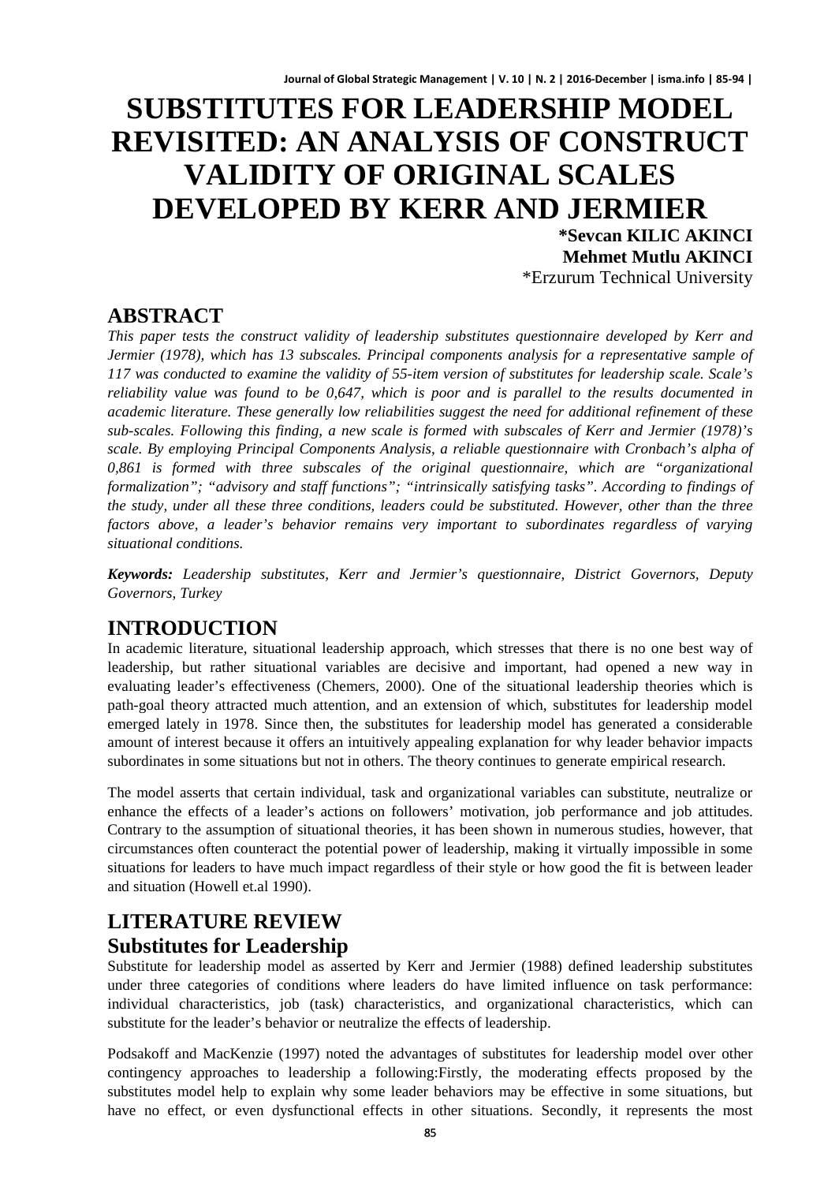# SUBSTITUTES FOR LEADERSHIP MODEL REVISITED: AN ANALYSIS OF CONSTRUCT VALIDITY OF ORIGINAL SCALES DEVELOPED BY KERR AND JERMIER

**\*Sevcan KILIC AKINCI**
**Mehmet Mutlu AKINCI**
\*Erzurum Technical University

## ABSTRACT

*This paper tests the construct validity of leadership substitutes questionnaire developed by Kerr and Jermier (1978), which has 13 subscales. Principal components analysis for a representative sample of 117 was conducted to examine the validity of 55-item version of substitutes for leadership scale. Scale's reliability value was found to be 0,647, which is poor and is parallel to the results documented in academic literature. These generally low reliabilities suggest the need for additional refinement of these sub-scales. Following this finding, a new scale is formed with subscales of Kerr and Jermier (1978)'s scale. By employing Principal Components Analysis, a reliable questionnaire with Cronbach's alpha of 0,861 is formed with three subscales of the original questionnaire, which are "organizational formalization"; "advisory and staff functions"; "intrinsically satisfying tasks". According to findings of the study, under all these three conditions, leaders could be substituted. However, other than the three factors above, a leader's behavior remains very important to subordinates regardless of varying situational conditions.*

***Keywords:*** *Leadership substitutes, Kerr and Jermier's questionnaire, District Governors, Deputy Governors, Turkey*

## INTRODUCTION

In academic literature, situational leadership approach, which stresses that there is no one best way of leadership, but rather situational variables are decisive and important, had opened a new way in evaluating leader's effectiveness (Chemers, 2000). One of the situational leadership theories which is path-goal theory attracted much attention, and an extension of which, substitutes for leadership model emerged lately in 1978. Since then, the substitutes for leadership model has generated a considerable amount of interest because it offers an intuitively appealing explanation for why leader behavior impacts subordinates in some situations but not in others. The theory continues to generate empirical research.

The model asserts that certain individual, task and organizational variables can substitute, neutralize or enhance the effects of a leader's actions on followers' motivation, job performance and job attitudes. Contrary to the assumption of situational theories, it has been shown in numerous studies, however, that circumstances often counteract the potential power of leadership, making it virtually impossible in some situations for leaders to have much impact regardless of their style or how good the fit is between leader and situation (Howell et.al 1990).

## LITERATURE REVIEW

### Substitutes for Leadership

Substitute for leadership model as asserted by Kerr and Jermier (1988) defined leadership substitutes under three categories of conditions where leaders do have limited influence on task performance: individual characteristics, job (task) characteristics, and organizational characteristics, which can substitute for the leader's behavior or neutralize the effects of leadership.

Podsakoff and MacKenzie (1997) noted the advantages of substitutes for leadership model over other contingency approaches to leadership a following:Firstly, the moderating effects proposed by the substitutes model help to explain why some leader behaviors may be effective in some situations, but have no effect, or even dysfunctional effects in other situations. Secondly, it represents the most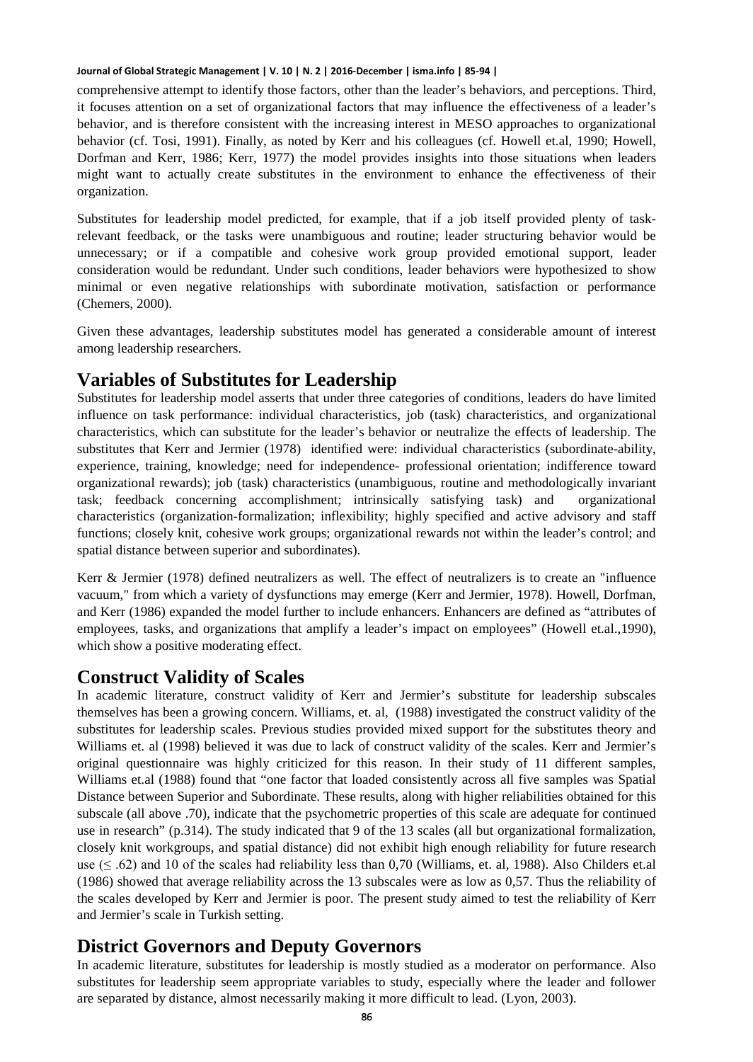comprehensive attempt to identify those factors, other than the leader's behaviors, and perceptions. Third, it focuses attention on a set of organizational factors that may influence the effectiveness of a leader's behavior, and is therefore consistent with the increasing interest in MESO approaches to organizational behavior (cf. Tosi, 1991). Finally, as noted by Kerr and his colleagues (cf. Howell et.al, 1990; Howell, Dorfman and Kerr, 1986; Kerr, 1977) the model provides insights into those situations when leaders might want to actually create substitutes in the environment to enhance the effectiveness of their organization.

Substitutes for leadership model predicted, for example, that if a job itself provided plenty of task-relevant feedback, or the tasks were unambiguous and routine; leader structuring behavior would be unnecessary; or if a compatible and cohesive work group provided emotional support, leader consideration would be redundant. Under such conditions, leader behaviors were hypothesized to show minimal or even negative relationships with subordinate motivation, satisfaction or performance (Chemers, 2000).

Given these advantages, leadership substitutes model has generated a considerable amount of interest among leadership researchers.

## Variables of Substitutes for Leadership

Substitutes for leadership model asserts that under three categories of conditions, leaders do have limited influence on task performance: individual characteristics, job (task) characteristics, and organizational characteristics, which can substitute for the leader's behavior or neutralize the effects of leadership. The substitutes that Kerr and Jermier (1978) identified were: individual characteristics (subordinate-ability, experience, training, knowledge; need for independence- professional orientation; indifference toward organizational rewards); job (task) characteristics (unambiguous, routine and methodologically invariant task; feedback concerning accomplishment; intrinsically satisfying task) and organizational characteristics (organization-formalization; inflexibility; highly specified and active advisory and staff functions; closely knit, cohesive work groups; organizational rewards not within the leader's control; and spatial distance between superior and subordinates).

Kerr & Jermier (1978) defined neutralizers as well. The effect of neutralizers is to create an "influence vacuum," from which a variety of dysfunctions may emerge (Kerr and Jermier, 1978). Howell, Dorfman, and Kerr (1986) expanded the model further to include enhancers. Enhancers are defined as "attributes of employees, tasks, and organizations that amplify a leader's impact on employees" (Howell et.al.,1990), which show a positive moderating effect.

## Construct Validity of Scales

In academic literature, construct validity of Kerr and Jermier's substitute for leadership subscales themselves has been a growing concern. Williams, et. al, (1988) investigated the construct validity of the substitutes for leadership scales. Previous studies provided mixed support for the substitutes theory and Williams et. al (1998) believed it was due to lack of construct validity of the scales. Kerr and Jermier's original questionnaire was highly criticized for this reason. In their study of 11 different samples, Williams et.al (1988) found that "one factor that loaded consistently across all five samples was Spatial Distance between Superior and Subordinate. These results, along with higher reliabilities obtained for this subscale (all above .70), indicate that the psychometric properties of this scale are adequate for continued use in research" (p.314). The study indicated that 9 of the 13 scales (all but organizational formalization, closely knit workgroups, and spatial distance) did not exhibit high enough reliability for future research use ($\leq .62$) and 10 of the scales had reliability less than 0,70 (Williams, et. al, 1988). Also Childers et.al (1986) showed that average reliability across the 13 subscales were as low as 0,57. Thus the reliability of the scales developed by Kerr and Jermier is poor. The present study aimed to test the reliability of Kerr and Jermier's scale in Turkish setting.

## District Governors and Deputy Governors

In academic literature, substitutes for leadership is mostly studied as a moderator on performance. Also substitutes for leadership seem appropriate variables to study, especially where the leader and follower are separated by distance, almost necessarily making it more difficult to lead. (Lyon, 2003).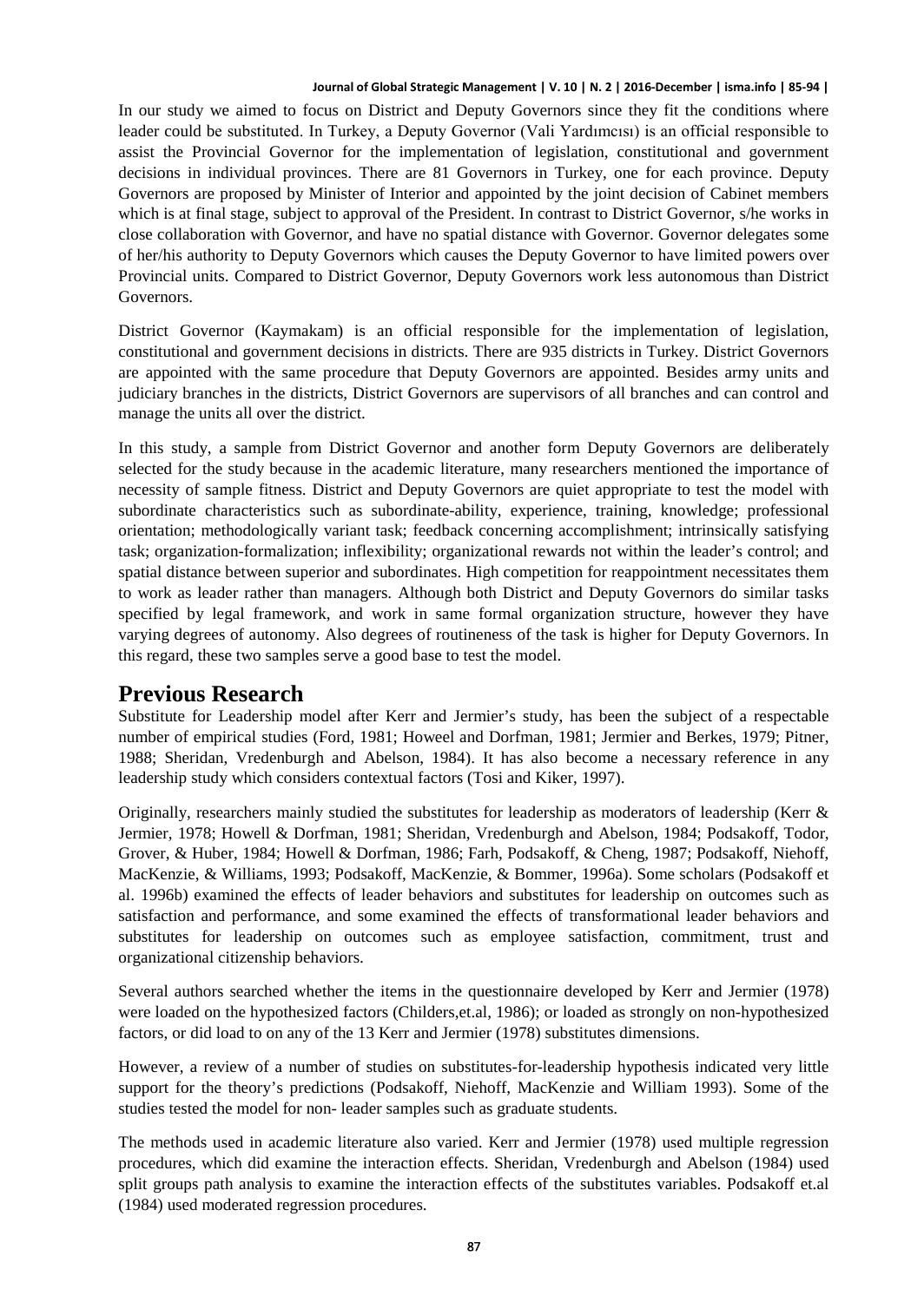In our study we aimed to focus on District and Deputy Governors since they fit the conditions where leader could be substituted. In Turkey, a Deputy Governor (Vali Yardımcısı) is an official responsible to assist the Provincial Governor for the implementation of legislation, constitutional and government decisions in individual provinces. There are 81 Governors in Turkey, one for each province. Deputy Governors are proposed by Minister of Interior and appointed by the joint decision of Cabinet members which is at final stage, subject to approval of the President. In contrast to District Governor, s/he works in close collaboration with Governor, and have no spatial distance with Governor. Governor delegates some of her/his authority to Deputy Governors which causes the Deputy Governor to have limited powers over Provincial units. Compared to District Governor, Deputy Governors work less autonomous than District Governors.

District Governor (Kaymakam) is an official responsible for the implementation of legislation, constitutional and government decisions in districts. There are 935 districts in Turkey. District Governors are appointed with the same procedure that Deputy Governors are appointed. Besides army units and judiciary branches in the districts, District Governors are supervisors of all branches and can control and manage the units all over the district.

In this study, a sample from District Governor and another form Deputy Governors are deliberately selected for the study because in the academic literature, many researchers mentioned the importance of necessity of sample fitness. District and Deputy Governors are quiet appropriate to test the model with subordinate characteristics such as subordinate-ability, experience, training, knowledge; professional orientation; methodologically variant task; feedback concerning accomplishment; intrinsically satisfying task; organization-formalization; inflexibility; organizational rewards not within the leader's control; and spatial distance between superior and subordinates. High competition for reappointment necessitates them to work as leader rather than managers. Although both District and Deputy Governors do similar tasks specified by legal framework, and work in same formal organization structure, however they have varying degrees of autonomy. Also degrees of routineness of the task is higher for Deputy Governors. In this regard, these two samples serve a good base to test the model.

# Previous Research

Substitute for Leadership model after Kerr and Jermier's study, has been the subject of a respectable number of empirical studies (Ford, 1981; Howeel and Dorfman, 1981; Jermier and Berkes, 1979; Pitner, 1988; Sheridan, Vredenburgh and Abelson, 1984). It has also become a necessary reference in any leadership study which considers contextual factors (Tosi and Kiker, 1997).

Originally, researchers mainly studied the substitutes for leadership as moderators of leadership (Kerr & Jermier, 1978; Howell & Dorfman, 1981; Sheridan, Vredenburgh and Abelson, 1984; Podsakoff, Todor, Grover, & Huber, 1984; Howell & Dorfman, 1986; Farh, Podsakoff, & Cheng, 1987; Podsakoff, Niehoff, MacKenzie, & Williams, 1993; Podsakoff, MacKenzie, & Bommer, 1996a). Some scholars (Podsakoff et al. 1996b) examined the effects of leader behaviors and substitutes for leadership on outcomes such as satisfaction and performance, and some examined the effects of transformational leader behaviors and substitutes for leadership on outcomes such as employee satisfaction, commitment, trust and organizational citizenship behaviors.

Several authors searched whether the items in the questionnaire developed by Kerr and Jermier (1978) were loaded on the hypothesized factors (Childers,et.al, 1986); or loaded as strongly on non-hypothesized factors, or did load to on any of the 13 Kerr and Jermier (1978) substitutes dimensions.

However, a review of a number of studies on substitutes-for-leadership hypothesis indicated very little support for the theory's predictions (Podsakoff, Niehoff, MacKenzie and William 1993). Some of the studies tested the model for non- leader samples such as graduate students.

The methods used in academic literature also varied. Kerr and Jermier (1978) used multiple regression procedures, which did examine the interaction effects. Sheridan, Vredenburgh and Abelson (1984) used split groups path analysis to examine the interaction effects of the substitutes variables. Podsakoff et.al (1984) used moderated regression procedures.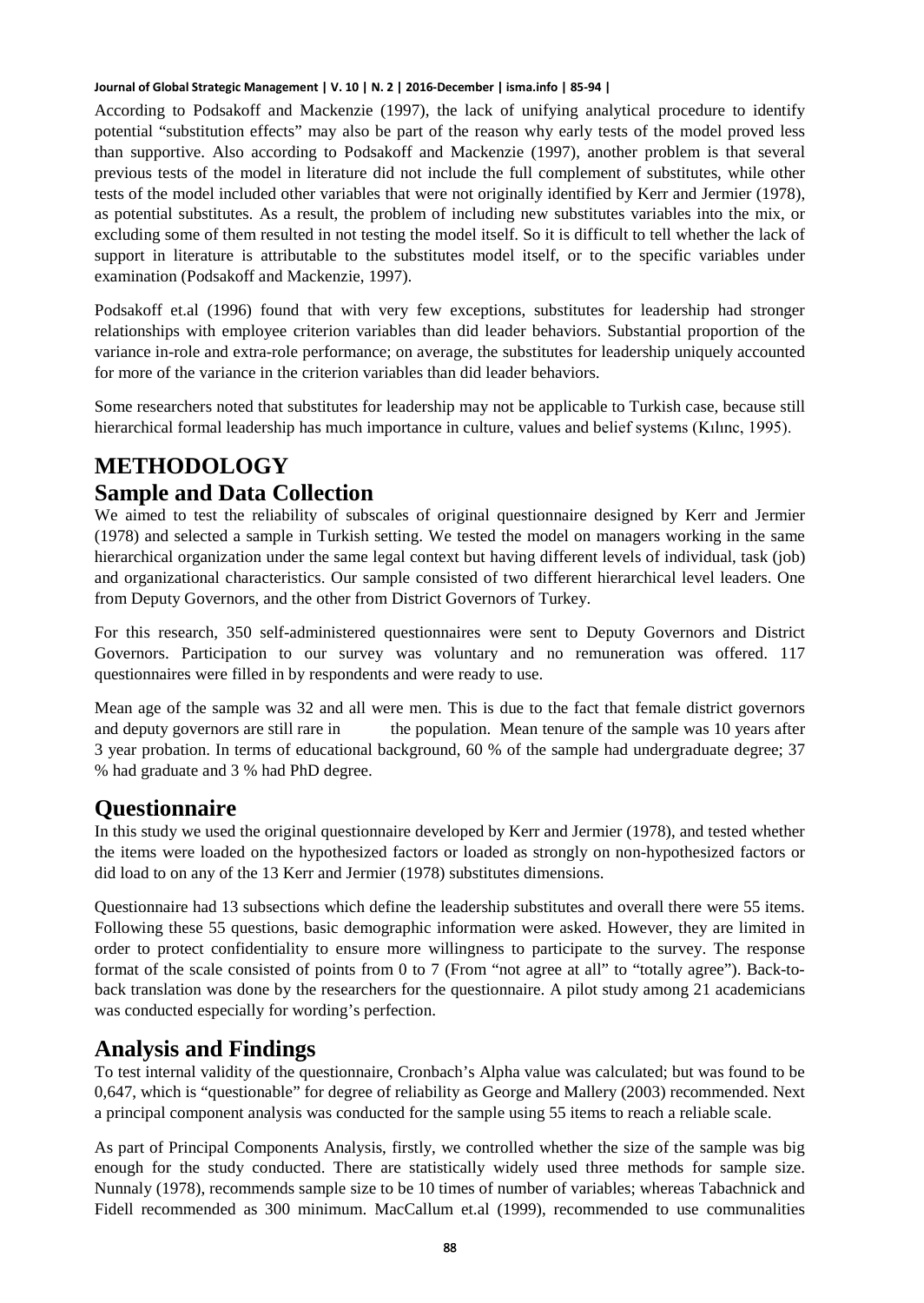According to Podsakoff and Mackenzie (1997), the lack of unifying analytical procedure to identify potential "substitution effects" may also be part of the reason why early tests of the model proved less than supportive. Also according to Podsakoff and Mackenzie (1997), another problem is that several previous tests of the model in literature did not include the full complement of substitutes, while other tests of the model included other variables that were not originally identified by Kerr and Jermier (1978), as potential substitutes. As a result, the problem of including new substitutes variables into the mix, or excluding some of them resulted in not testing the model itself. So it is difficult to tell whether the lack of support in literature is attributable to the substitutes model itself, or to the specific variables under examination (Podsakoff and Mackenzie, 1997).

Podsakoff et.al (1996) found that with very few exceptions, substitutes for leadership had stronger relationships with employee criterion variables than did leader behaviors. Substantial proportion of the variance in-role and extra-role performance; on average, the substitutes for leadership uniquely accounted for more of the variance in the criterion variables than did leader behaviors.

Some researchers noted that substitutes for leadership may not be applicable to Turkish case, because still hierarchical formal leadership has much importance in culture, values and belief systems (Kılınc, 1995).

# METHODOLOGY

## Sample and Data Collection

We aimed to test the reliability of subscales of original questionnaire designed by Kerr and Jermier (1978) and selected a sample in Turkish setting. We tested the model on managers working in the same hierarchical organization under the same legal context but having different levels of individual, task (job) and organizational characteristics. Our sample consisted of two different hierarchical level leaders. One from Deputy Governors, and the other from District Governors of Turkey.

For this research, 350 self-administered questionnaires were sent to Deputy Governors and District Governors. Participation to our survey was voluntary and no remuneration was offered. 117 questionnaires were filled in by respondents and were ready to use.

Mean age of the sample was 32 and all were men. This is due to the fact that female district governors and deputy governors are still rare in the population. Mean tenure of the sample was 10 years after 3 year probation. In terms of educational background, 60 % of the sample had undergraduate degree; 37 % had graduate and 3 % had PhD degree.

## Questionnaire

In this study we used the original questionnaire developed by Kerr and Jermier (1978), and tested whether the items were loaded on the hypothesized factors or loaded as strongly on non-hypothesized factors or did load to on any of the 13 Kerr and Jermier (1978) substitutes dimensions.

Questionnaire had 13 subsections which define the leadership substitutes and overall there were 55 items. Following these 55 questions, basic demographic information were asked. However, they are limited in order to protect confidentiality to ensure more willingness to participate to the survey. The response format of the scale consisted of points from 0 to 7 (From "not agree at all" to "totally agree"). Back-to-back translation was done by the researchers for the questionnaire. A pilot study among 21 academicians was conducted especially for wording's perfection.

## Analysis and Findings

To test internal validity of the questionnaire, Cronbach's Alpha value was calculated; but was found to be 0,647, which is "questionable" for degree of reliability as George and Mallery (2003) recommended. Next a principal component analysis was conducted for the sample using 55 items to reach a reliable scale.

As part of Principal Components Analysis, firstly, we controlled whether the size of the sample was big enough for the study conducted. There are statistically widely used three methods for sample size. Nunnaly (1978), recommends sample size to be 10 times of number of variables; whereas Tabachnick and Fidell recommended as 300 minimum. MacCallum et.al (1999), recommended to use communalities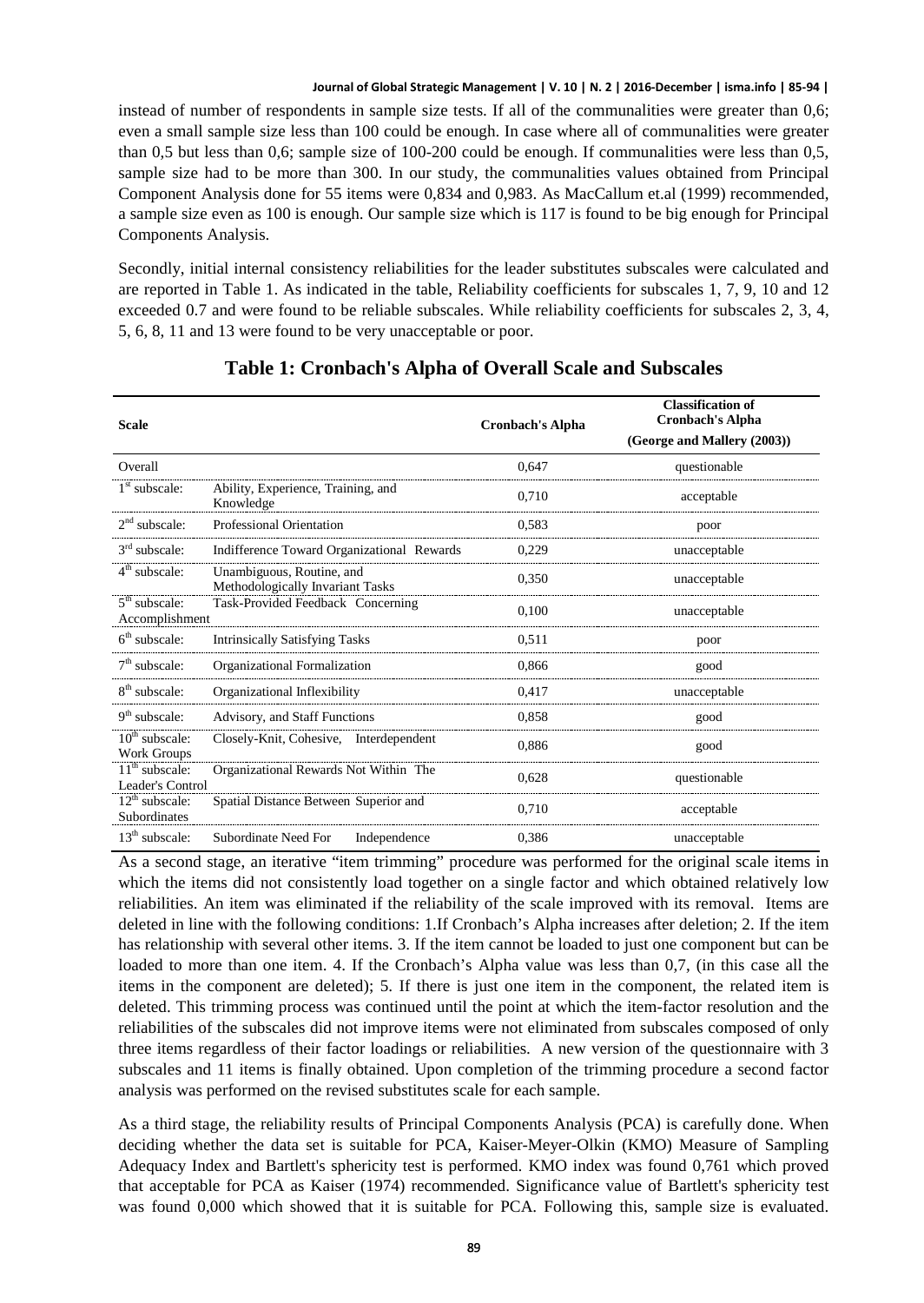instead of number of respondents in sample size tests. If all of the communalities were greater than 0,6; even a small sample size less than 100 could be enough. In case where all of communalities were greater than 0,5 but less than 0,6; sample size of 100-200 could be enough. If communalities were less than 0,5, sample size had to be more than 300. In our study, the communalities values obtained from Principal Component Analysis done for 55 items were 0,834 and 0,983. As MacCallum et.al (1999) recommended, a sample size even as 100 is enough. Our sample size which is 117 is found to be big enough for Principal Components Analysis.

Secondly, initial internal consistency reliabilities for the leader substitutes subscales were calculated and are reported in Table 1. As indicated in the table, Reliability coefficients for subscales 1, 7, 9, 10 and 12 exceeded 0.7 and were found to be reliable subscales. While reliability coefficients for subscales 2, 3, 4, 5, 6, 8, 11 and 13 were found to be very unacceptable or poor.

## Table 1: Cronbach's Alpha of Overall Scale and Subscales

| Scale | | Cronbach's Alpha | Classification of Cronbach's Alpha (George and Mallery (2003)) |
|---|---|---|---|
| Overall | | 0,647 | questionable |
| 1st subscale: | Ability, Experience, Training, and Knowledge | 0,710 | acceptable |
| 2nd subscale: | Professional Orientation | 0,583 | poor |
| 3rd subscale: | Indifference Toward Organizational Rewards | 0,229 | unacceptable |
| 4th subscale: | Unambiguous, Routine, and Methodologically Invariant Tasks | 0,350 | unacceptable |
| 5th subscale: | Task-Provided Feedback Concerning Accomplishment | 0,100 | unacceptable |
| 6th subscale: | Intrinsically Satisfying Tasks | 0,511 | poor |
| 7th subscale: | Organizational Formalization | 0,866 | good |
| 8th subscale: | Organizational Inflexibility | 0,417 | unacceptable |
| 9th subscale: | Advisory, and Staff Functions | 0,858 | good |
| 10th subscale: | Closely-Knit, Cohesive, Interdependent Work Groups | 0,886 | good |
| 11th subscale: | Organizational Rewards Not Within The Leader's Control | 0,628 | questionable |
| 12th subscale: | Spatial Distance Between Superior and Subordinates | 0,710 | acceptable |
| 13th subscale: | Subordinate Need For Independence | 0,386 | unacceptable |

As a second stage, an iterative "item trimming" procedure was performed for the original scale items in which the items did not consistently load together on a single factor and which obtained relatively low reliabilities. An item was eliminated if the reliability of the scale improved with its removal. Items are deleted in line with the following conditions: 1.If Cronbach's Alpha increases after deletion; 2. If the item has relationship with several other items. 3. If the item cannot be loaded to just one component but can be loaded to more than one item. 4. If the Cronbach's Alpha value was less than 0,7, (in this case all the items in the component are deleted); 5. If there is just one item in the component, the related item is deleted. This trimming process was continued until the point at which the item-factor resolution and the reliabilities of the subscales did not improve items were not eliminated from subscales composed of only three items regardless of their factor loadings or reliabilities. A new version of the questionnaire with 3 subscales and 11 items is finally obtained. Upon completion of the trimming procedure a second factor analysis was performed on the revised substitutes scale for each sample.

As a third stage, the reliability results of Principal Components Analysis (PCA) is carefully done. When deciding whether the data set is suitable for PCA, Kaiser-Meyer-Olkin (KMO) Measure of Sampling Adequacy Index and Bartlett's sphericity test is performed. KMO index was found 0,761 which proved that acceptable for PCA as Kaiser (1974) recommended. Significance value of Bartlett's sphericity test was found 0,000 which showed that it is suitable for PCA. Following this, sample size is evaluated.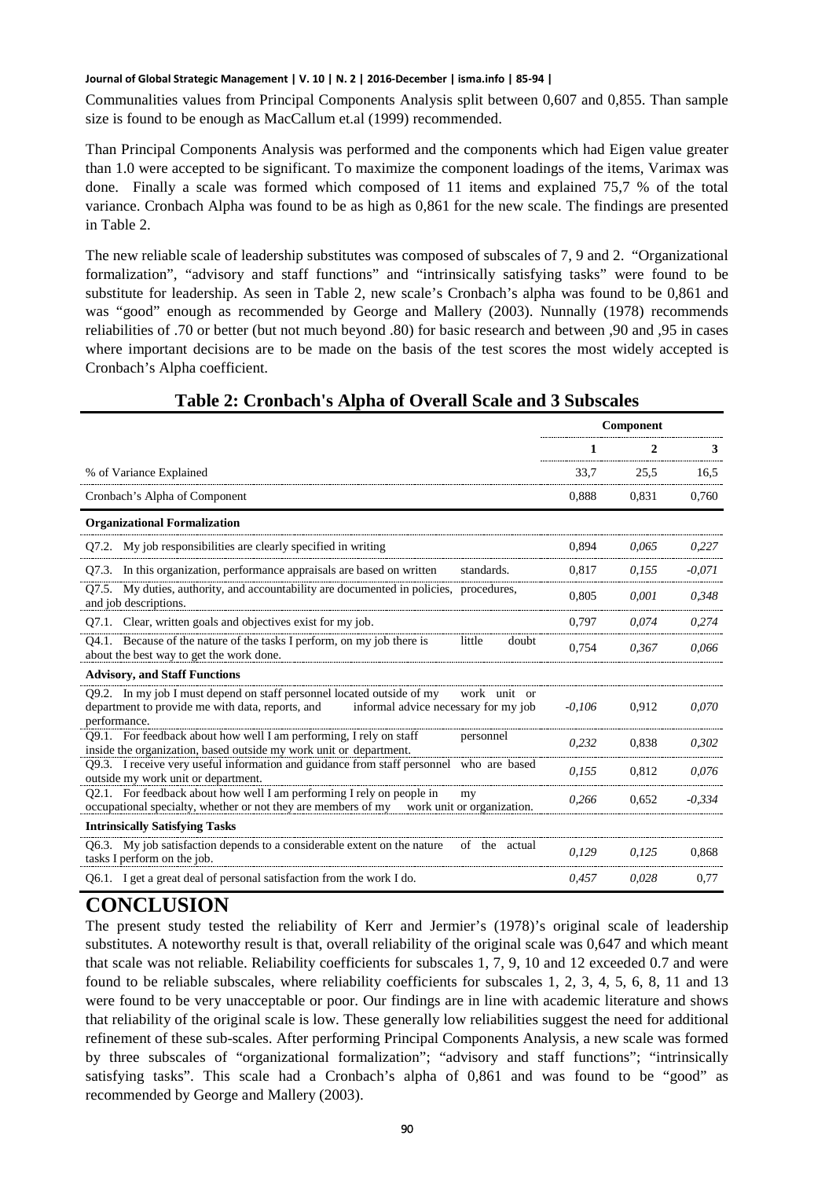Communalities values from Principal Components Analysis split between 0,607 and 0,855. Than sample size is found to be enough as MacCallum et.al (1999) recommended.

Than Principal Components Analysis was performed and the components which had Eigen value greater than 1.0 were accepted to be significant. To maximize the component loadings of the items, Varimax was done. Finally a scale was formed which composed of 11 items and explained 75,7 % of the total variance. Cronbach Alpha was found to be as high as 0,861 for the new scale. The findings are presented in Table 2.

The new reliable scale of leadership substitutes was composed of subscales of 7, 9 and 2. "Organizational formalization", "advisory and staff functions" and "intrinsically satisfying tasks" were found to be substitute for leadership. As seen in Table 2, new scale's Cronbach's alpha was found to be 0,861 and was "good" enough as recommended by George and Mallery (2003). Nunnally (1978) recommends reliabilities of .70 or better (but not much beyond .80) for basic research and between ,90 and ,95 in cases where important decisions are to be made on the basis of the test scores the most widely accepted is Cronbach's Alpha coefficient.

**Table 2: Cronbach's Alpha of Overall Scale and 3 Subscales**

| | Component | | |
|---|---|---|---|
| | **1** | **2** | **3** |
| % of Variance Explained | 33,7 | 25,5 | 16,5 |
| Cronbach's Alpha of Component | 0,888 | 0,831 | 0,760 |
| **Organizational Formalization** | | | |
| Q7.2. My job responsibilities are clearly specified in writing | 0,894 | *0,065* | *0,227* |
| Q7.3. In this organization, performance appraisals are based on written standards. | 0,817 | *0,155* | *-0,071* |
| Q7.5. My duties, authority, and accountability are documented in policies, procedures, and job descriptions. | 0,805 | *0,001* | *0,348* |
| Q7.1. Clear, written goals and objectives exist for my job. | 0,797 | *0,074* | *0,274* |
| Q4.1. Because of the nature of the tasks I perform, on my job there is little doubt about the best way to get the work done. | 0,754 | *0,367* | *0,066* |
| **Advisory, and Staff Functions** | | | |
| Q9.2. In my job I must depend on staff personnel located outside of my work unit or department to provide me with data, reports, and informal advice necessary for my job performance. | *-0,106* | 0,912 | *0,070* |
| Q9.1. For feedback about how well I am performing, I rely on staff personnel inside the organization, based outside my work unit or department. | *0,232* | 0,838 | *0,302* |
| Q9.3. I receive very useful information and guidance from staff personnel who are based outside my work unit or department. | *0,155* | 0,812 | *0,076* |
| Q2.1. For feedback about how well I am performing I rely on people in my occupational specialty, whether or not they are members of my work unit or organization. | *0,266* | 0,652 | *-0,334* |
| **Intrinsically Satisfying Tasks** | | | |
| Q6.3. My job satisfaction depends to a considerable extent on the nature of the actual tasks I perform on the job. | *0,129* | *0,125* | 0,868 |
| Q6.1. I get a great deal of personal satisfaction from the work I do. | *0,457* | *0,028* | 0,77 |

# CONCLUSION

The present study tested the reliability of Kerr and Jermier's (1978)'s original scale of leadership substitutes. A noteworthy result is that, overall reliability of the original scale was 0,647 and which meant that scale was not reliable. Reliability coefficients for subscales 1, 7, 9, 10 and 12 exceeded 0.7 and were found to be reliable subscales, where reliability coefficients for subscales 1, 2, 3, 4, 5, 6, 8, 11 and 13 were found to be very unacceptable or poor. Our findings are in line with academic literature and shows that reliability of the original scale is low. These generally low reliabilities suggest the need for additional refinement of these sub-scales. After performing Principal Components Analysis, a new scale was formed by three subscales of "organizational formalization"; "advisory and staff functions"; "intrinsically satisfying tasks". This scale had a Cronbach's alpha of 0,861 and was found to be "good" as recommended by George and Mallery (2003).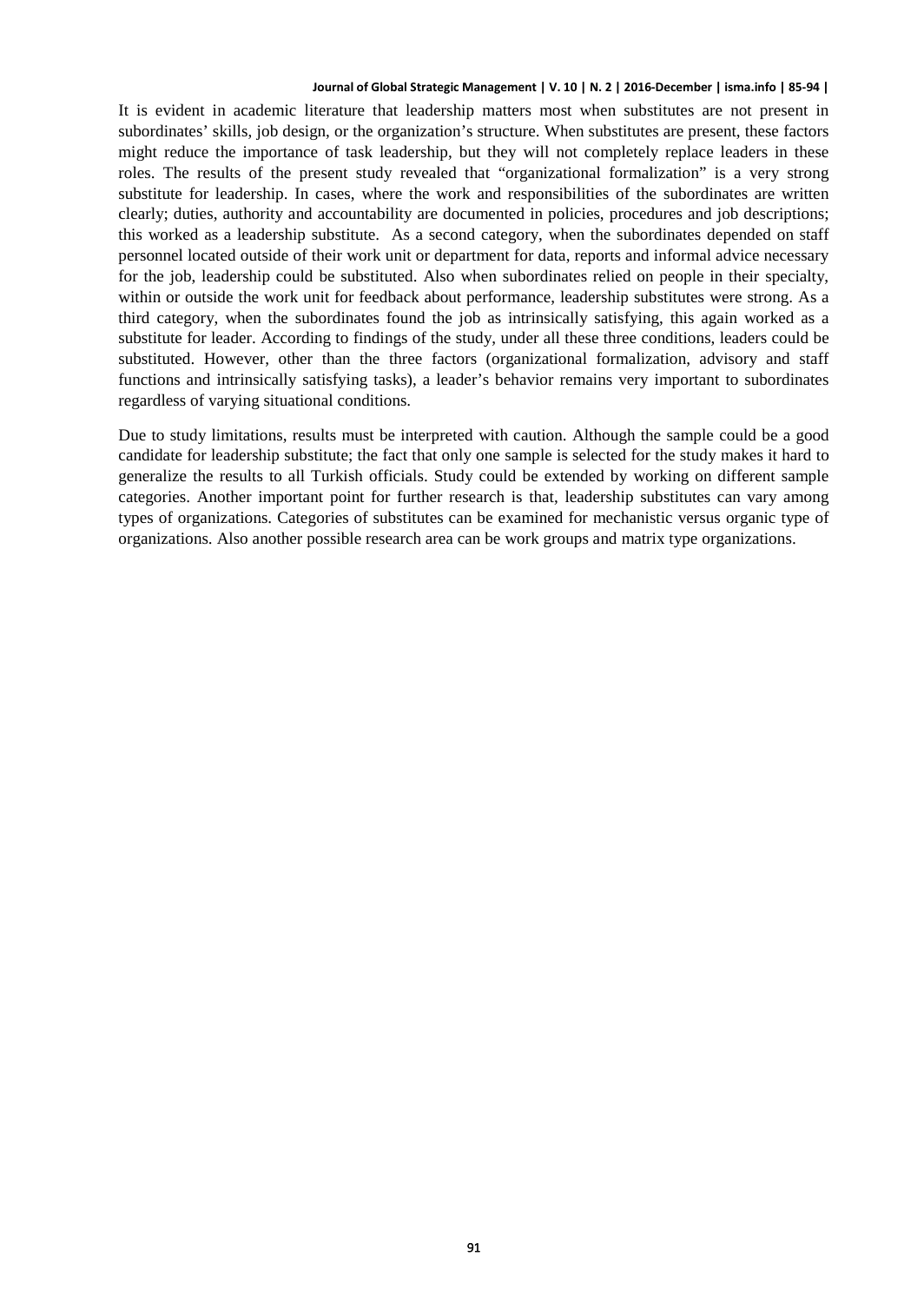It is evident in academic literature that leadership matters most when substitutes are not present in subordinates' skills, job design, or the organization's structure. When substitutes are present, these factors might reduce the importance of task leadership, but they will not completely replace leaders in these roles. The results of the present study revealed that "organizational formalization" is a very strong substitute for leadership. In cases, where the work and responsibilities of the subordinates are written clearly; duties, authority and accountability are documented in policies, procedures and job descriptions; this worked as a leadership substitute. As a second category, when the subordinates depended on staff personnel located outside of their work unit or department for data, reports and informal advice necessary for the job, leadership could be substituted. Also when subordinates relied on people in their specialty, within or outside the work unit for feedback about performance, leadership substitutes were strong. As a third category, when the subordinates found the job as intrinsically satisfying, this again worked as a substitute for leader. According to findings of the study, under all these three conditions, leaders could be substituted. However, other than the three factors (organizational formalization, advisory and staff functions and intrinsically satisfying tasks), a leader's behavior remains very important to subordinates regardless of varying situational conditions.

Due to study limitations, results must be interpreted with caution. Although the sample could be a good candidate for leadership substitute; the fact that only one sample is selected for the study makes it hard to generalize the results to all Turkish officials. Study could be extended by working on different sample categories. Another important point for further research is that, leadership substitutes can vary among types of organizations. Categories of substitutes can be examined for mechanistic versus organic type of organizations. Also another possible research area can be work groups and matrix type organizations.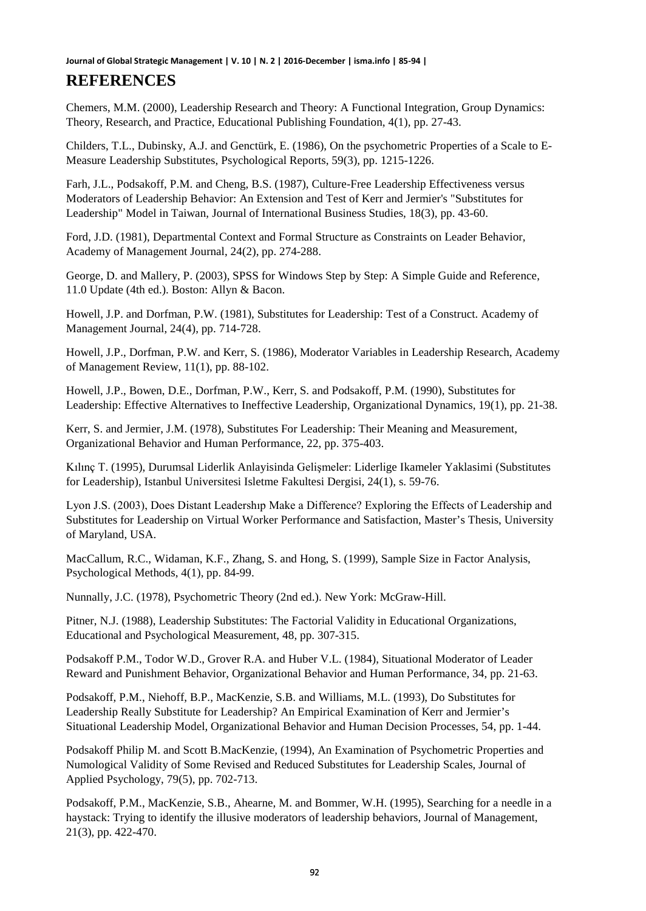## REFERENCES

Chemers, M.M. (2000), Leadership Research and Theory: A Functional Integration, Group Dynamics: Theory, Research, and Practice, Educational Publishing Foundation, 4(1), pp. 27-43.

Childers, T.L., Dubinsky, A.J. and Genctürk, E. (1986), On the psychometric Properties of a Scale to E-Measure Leadership Substitutes, Psychological Reports, 59(3), pp. 1215-1226.

Farh, J.L., Podsakoff, P.M. and Cheng, B.S. (1987), Culture-Free Leadership Effectiveness versus Moderators of Leadership Behavior: An Extension and Test of Kerr and Jermier's "Substitutes for Leadership" Model in Taiwan, Journal of International Business Studies, 18(3), pp. 43-60.

Ford, J.D. (1981), Departmental Context and Formal Structure as Constraints on Leader Behavior, Academy of Management Journal, 24(2), pp. 274-288.

George, D. and Mallery, P. (2003), SPSS for Windows Step by Step: A Simple Guide and Reference, 11.0 Update (4th ed.). Boston: Allyn & Bacon.

Howell, J.P. and Dorfman, P.W. (1981), Substitutes for Leadership: Test of a Construct. Academy of Management Journal, 24(4), pp. 714-728.

Howell, J.P., Dorfman, P.W. and Kerr, S. (1986), Moderator Variables in Leadership Research, Academy of Management Review, 11(1), pp. 88-102.

Howell, J.P., Bowen, D.E., Dorfman, P.W., Kerr, S. and Podsakoff, P.M. (1990), Substitutes for Leadership: Effective Alternatives to Ineffective Leadership, Organizational Dynamics, 19(1), pp. 21-38.

Kerr, S. and Jermier, J.M. (1978), Substitutes For Leadership: Their Meaning and Measurement, Organizational Behavior and Human Performance, 22, pp. 375-403.

Kılınç T. (1995), Durumsal Liderlik Anlayisinda Gelişmeler: Liderlige Ikameler Yaklasimi (Substitutes for Leadership), Istanbul Universitesi Isletme Fakultesi Dergisi, 24(1), s. 59-76.

Lyon J.S. (2003), Does Distant Leadershıp Make a Difference? Exploring the Effects of Leadership and Substitutes for Leadership on Virtual Worker Performance and Satisfaction, Master's Thesis, University of Maryland, USA.

MacCallum, R.C., Widaman, K.F., Zhang, S. and Hong, S. (1999), Sample Size in Factor Analysis, Psychological Methods, 4(1), pp. 84-99.

Nunnally, J.C. (1978), Psychometric Theory (2nd ed.). New York: McGraw-Hill.

Pitner, N.J. (1988), Leadership Substitutes: The Factorial Validity in Educational Organizations, Educational and Psychological Measurement, 48, pp. 307-315.

Podsakoff P.M., Todor W.D., Grover R.A. and Huber V.L. (1984), Situational Moderator of Leader Reward and Punishment Behavior, Organizational Behavior and Human Performance, 34, pp. 21-63.

Podsakoff, P.M., Niehoff, B.P., MacKenzie, S.B. and Williams, M.L. (1993), Do Substitutes for Leadership Really Substitute for Leadership? An Empirical Examination of Kerr and Jermier's Situational Leadership Model, Organizational Behavior and Human Decision Processes, 54, pp. 1-44.

Podsakoff Philip M. and Scott B.MacKenzie, (1994), An Examination of Psychometric Properties and Numological Validity of Some Revised and Reduced Substitutes for Leadership Scales, Journal of Applied Psychology, 79(5), pp. 702-713.

Podsakoff, P.M., MacKenzie, S.B., Ahearne, M. and Bommer, W.H. (1995), Searching for a needle in a haystack: Trying to identify the illusive moderators of leadership behaviors, Journal of Management, 21(3), pp. 422-470.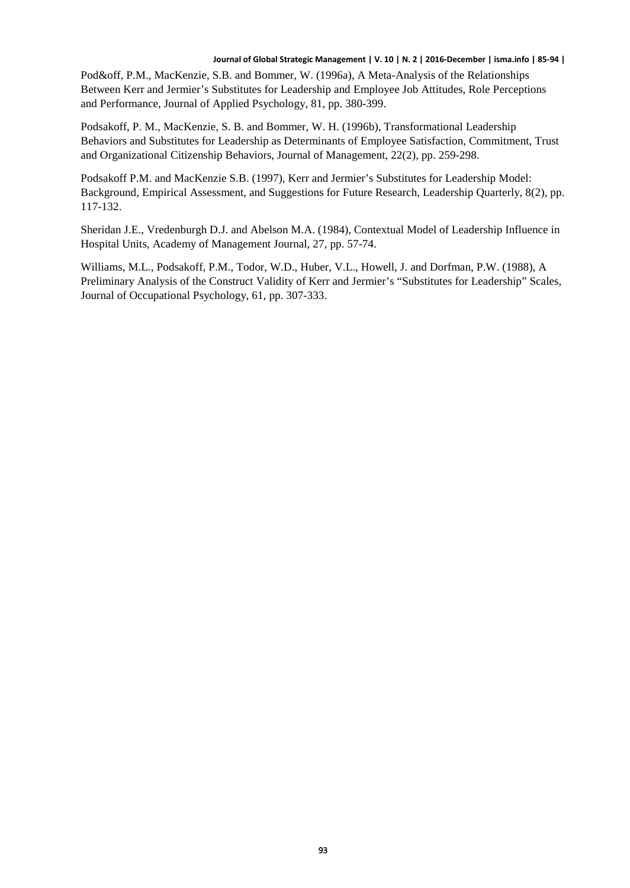Pod&off, P.M., MacKenzie, S.B. and Bommer, W. (1996a), A Meta-Analysis of the Relationships Between Kerr and Jermier's Substitutes for Leadership and Employee Job Attitudes, Role Perceptions and Performance, Journal of Applied Psychology, 81, pp. 380-399.

Podsakoff, P. M., MacKenzie, S. B. and Bommer, W. H. (1996b), Transformational Leadership Behaviors and Substitutes for Leadership as Determinants of Employee Satisfaction, Commitment, Trust and Organizational Citizenship Behaviors, Journal of Management, 22(2), pp. 259-298.

Podsakoff P.M. and MacKenzie S.B. (1997), Kerr and Jermier's Substitutes for Leadership Model: Background, Empirical Assessment, and Suggestions for Future Research, Leadership Quarterly, 8(2), pp. 117-132.

Sheridan J.E., Vredenburgh D.J. and Abelson M.A. (1984), Contextual Model of Leadership Influence in Hospital Units, Academy of Management Journal, 27, pp. 57-74.

Williams, M.L., Podsakoff, P.M., Todor, W.D., Huber, V.L., Howell, J. and Dorfman, P.W. (1988), A Preliminary Analysis of the Construct Validity of Kerr and Jermier's "Substitutes for Leadership" Scales, Journal of Occupational Psychology, 61, pp. 307-333.